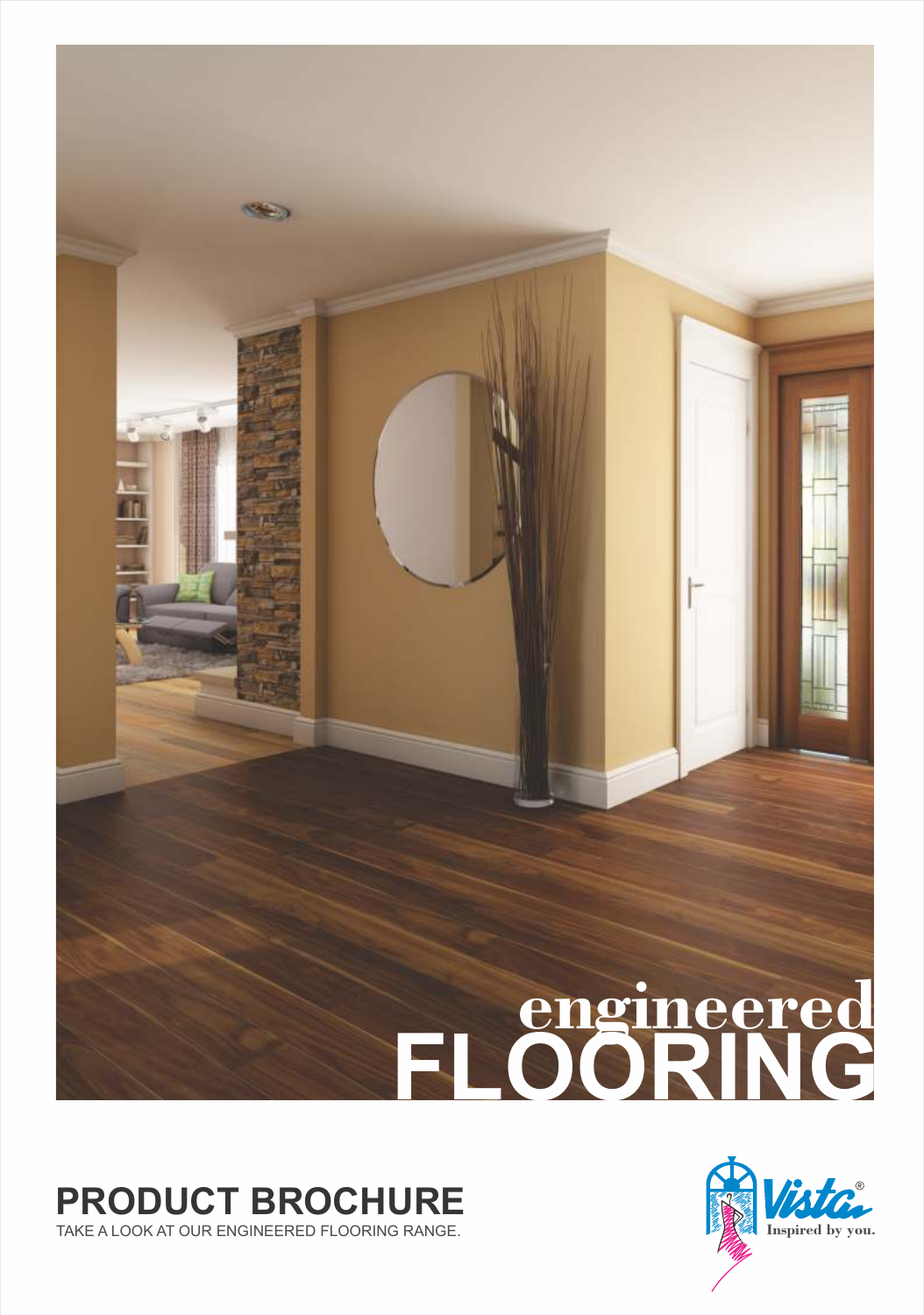# engineered FLOORING

## PRODUCT BROCHURE

TAKE A LOOK AT OUR ENGINEERED FLOORING RANGE.

Vista®
Inspired by you.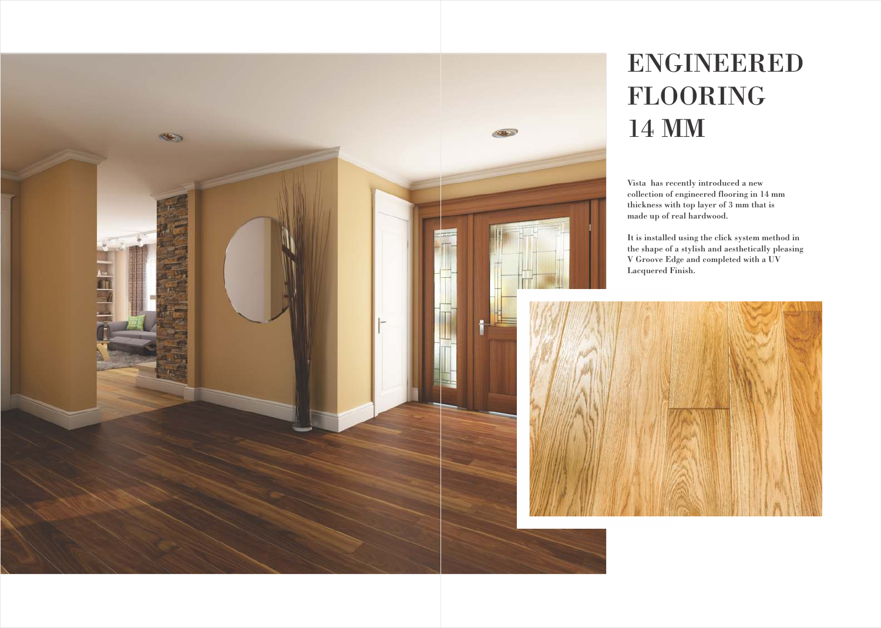# ENGINEERED FLOORING 14 MM

Vista has recently introduced a new collection of engineered flooring in 14 mm thickness with top layer of 3 mm that is made up of real hardwood.

It is installed using the click system method in the shape of a stylish and aesthetically pleasing V Groove Edge and completed with a UV Lacquered Finish.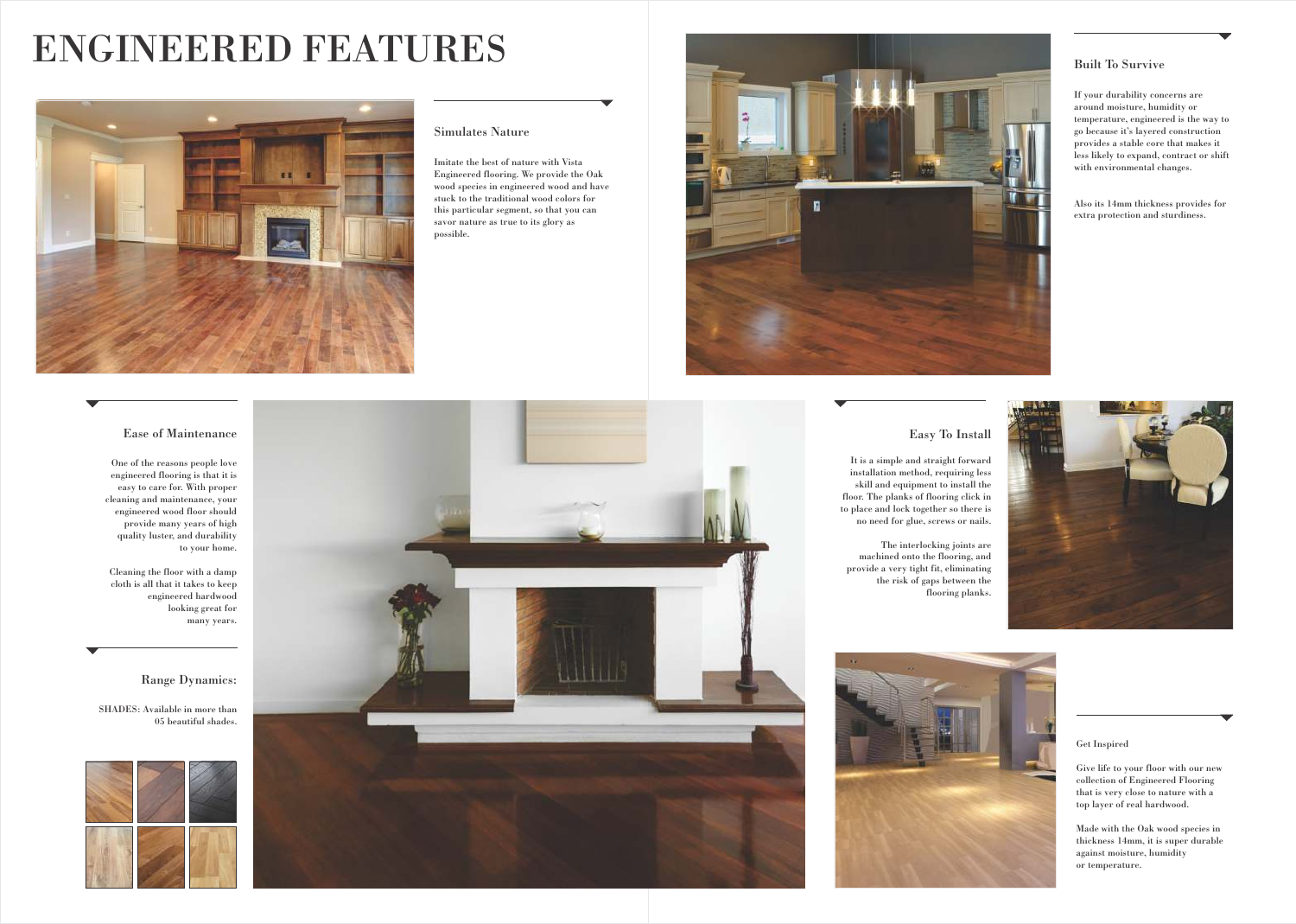# ENGINEERED FEATURES

### Simulates Nature

Imitate the best of nature with Vista Engineered flooring. We provide the Oak wood species in engineered wood and have stuck to the traditional wood colors for this particular segment, so that you can savor nature as true to its glory as possible.

### Built To Survive

If your durability concerns are around moisture, humidity or temperature, engineered is the way to go because it's layered construction provides a stable core that makes it less likely to expand, contract or shift with environmental changes.

Also its 14mm thickness provides for extra protection and sturdiness.

### Ease of Maintenance

One of the reasons people love engineered flooring is that it is easy to care for. With proper cleaning and maintenance, your engineered wood floor should provide many years of high quality luster, and durability to your home.

Cleaning the floor with a damp cloth is all that it takes to keep engineered hardwood looking great for many years.

### Range Dynamics:

SHADES: Available in more than 05 beautiful shades.

### Easy To Install

It is a simple and straight forward installation method, requiring less skill and equipment to install the floor. The planks of flooring click in to place and lock together so there is no need for glue, screws or nails.

The interlocking joints are machined onto the flooring, and provide a very tight fit, eliminating the risk of gaps between the flooring planks.

### Get Inspired

Give life to your floor with our new collection of Engineered Flooring that is very close to nature with a top layer of real hardwood.

Made with the Oak wood species in thickness 14mm, it is super durable against moisture, humidity or temperature.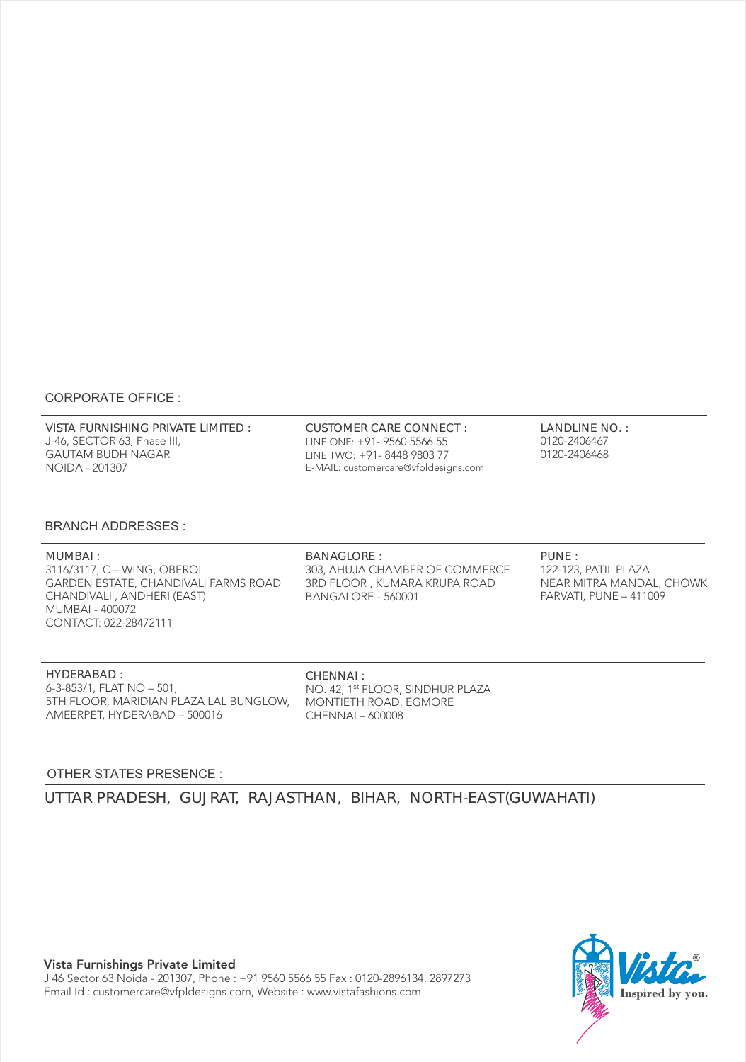## CORPORATE OFFICE :

**VISTA FURNISHING PRIVATE LIMITED :**
J-46, SECTOR 63, Phase III,
GAUTAM BUDH NAGAR
NOIDA - 201307

**CUSTOMER CARE CONNECT :**
LINE ONE: +91- 9560 5566 55
LINE TWO: +91- 8448 9803 77
E-MAIL: customercare@vfpldesigns.com

**LANDLINE NO. :**
0120-2406467
0120-2406468

## BRANCH ADDRESSES :

**MUMBAI :**
3116/3117, C – WING, OBEROI
GARDEN ESTATE, CHANDIVALI FARMS ROAD
CHANDIVALI , ANDHERI (EAST)
MUMBAI - 400072
CONTACT: 022-28472111

**BANAGLORE :**
303, AHUJA CHAMBER OF COMMERCE
3RD FLOOR , KUMARA KRUPA ROAD
BANGALORE - 560001

**PUNE :**
122-123, PATIL PLAZA
NEAR MITRA MANDAL, CHOWK
PARVATI, PUNE – 411009

**HYDERABAD :**
6-3-853/1, FLAT NO – 501,
5TH FLOOR, MARIDIAN PLAZA LAL BUNGLOW,
AMEERPET, HYDERABAD – 500016

**CHENNAI :**
NO. 42, 1st FLOOR, SINDHUR PLAZA
MONTIETH ROAD, EGMORE
CHENNAI – 600008

## OTHER STATES PRESENCE :

UTTAR PRADESH, GUJRAT, RAJASTHAN, BIHAR, NORTH-EAST(GUWAHATI)

**Vista Furnishings Private Limited**
J 46 Sector 63 Noida - 201307, Phone : +91 9560 5566 55 Fax : 0120-2896134, 2897273
Email Id : customercare@vfpldesigns.com, Website : www.vistafashions.com

Vista® Inspired by you.